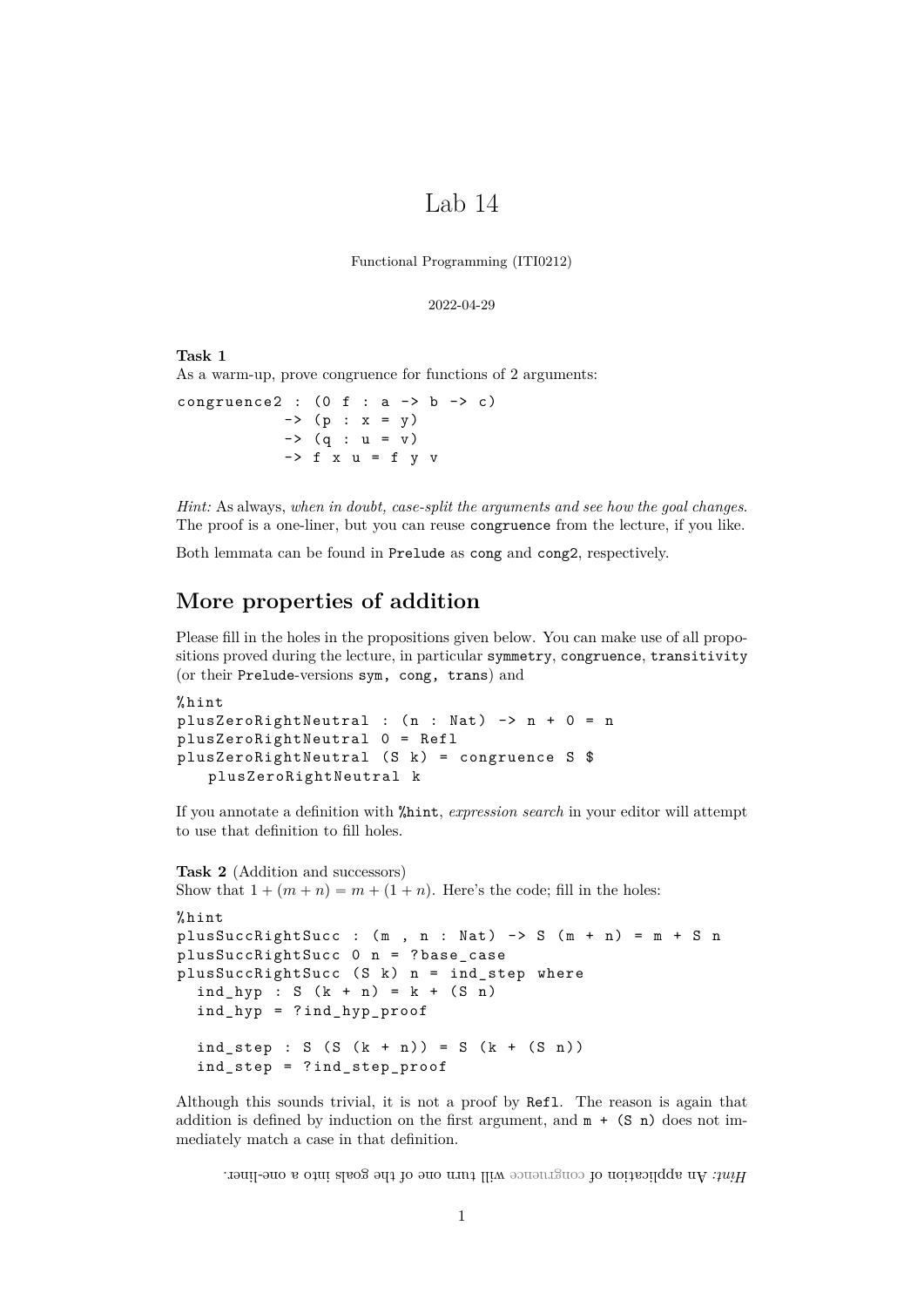# Lab 14

Functional Programming (ITI0212)

2022-04-29

**Task 1**
As a warm-up, prove congruence for functions of 2 arguments:

```
congruence2 : (0 f : a -> b -> c)
           -> (p : x = y)
           -> (q : u = v)
           -> f x u = f y v
```

*Hint:* As always, *when in doubt, case-split the arguments and see how the goal changes.* The proof is a one-liner, but you can reuse `congruence` from the lecture, if you like.

Both lemmata can be found in `Prelude` as `cong` and `cong2`, respectively.

## More properties of addition

Please fill in the holes in the propositions given below. You can make use of all propositions proved during the lecture, in particular `symmetry`, `congruence`, `transitivity` (or their `Prelude`-versions `sym, cong, trans`) and

```
%hint
plusZeroRightNeutral : (n : Nat) -> n + 0 = n
plusZeroRightNeutral 0 = Refl
plusZeroRightNeutral (S k) = congruence S $
   plusZeroRightNeutral k
```

If you annotate a definition with `%hint`, *expression search* in your editor will attempt to use that definition to fill holes.

**Task 2** (Addition and successors)
Show that $1 + (m + n) = m + (1 + n)$. Here's the code; fill in the holes:

```
%hint
plusSuccRightSucc : (m , n : Nat) -> S (m + n) = m + S n
plusSuccRightSucc 0 n = ?base_case
plusSuccRightSucc (S k) n = ind_step where
  ind_hyp : S (k + n) = k + (S n)
  ind_hyp = ?ind_hyp_proof

  ind_step : S (S (k + n)) = S (k + (S n))
  ind_step = ?ind_step_proof
```

Although this sounds trivial, it is not a proof by `Refl`. The reason is again that addition is defined by induction on the first argument, and `m + (S n)` does not immediately match a case in that definition.

*Hint:* An application of congruence will turn one of the goals into a one-liner.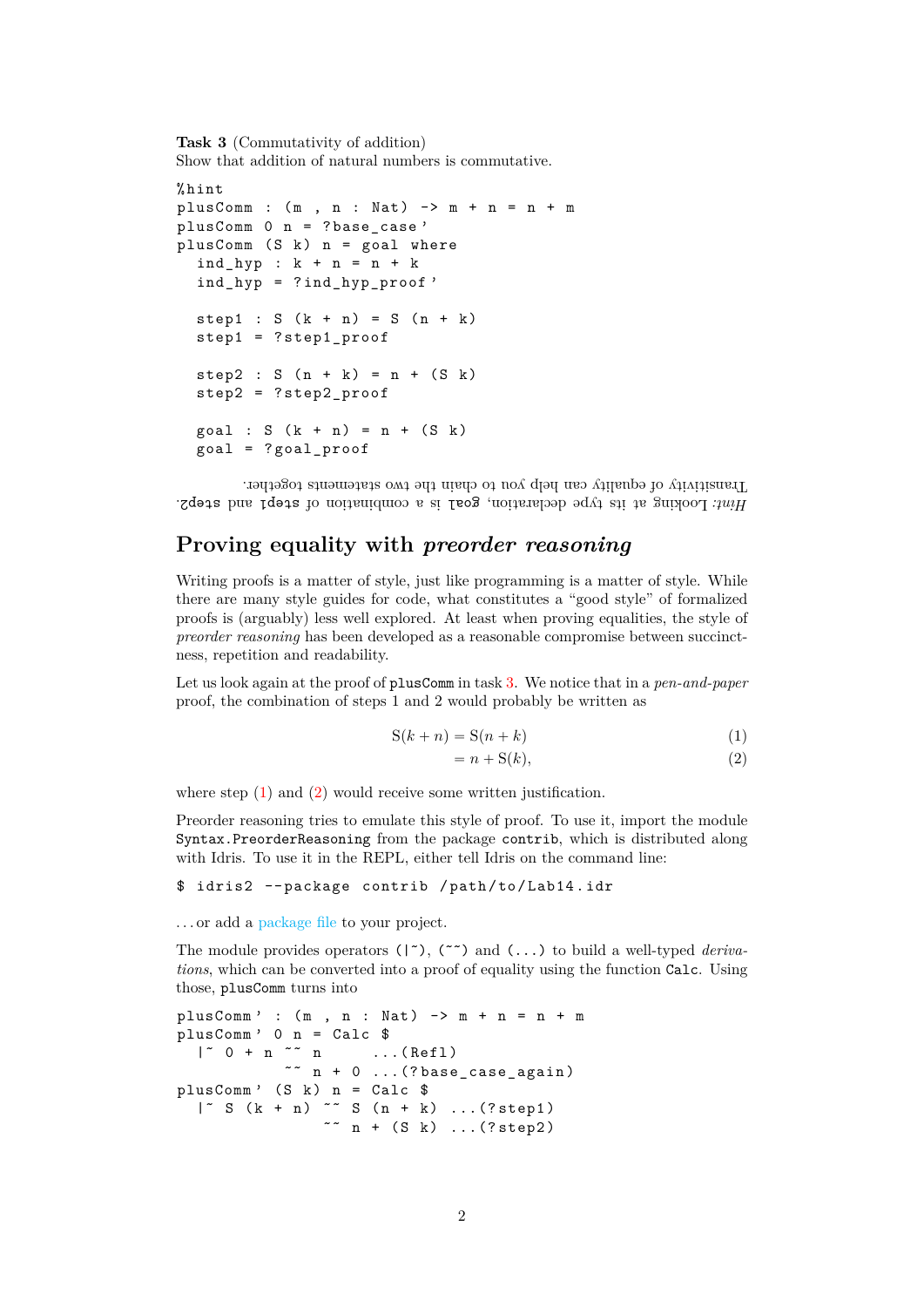**Task 3** (Commutativity of addition)
Show that addition of natural numbers is commutative.

```
%hint
plusComm : (m , n : Nat) -> m + n = n + m
plusComm 0 n = ?base_case'
plusComm (S k) n = goal where
  ind_hyp : k + n = n + k
  ind_hyp = ?ind_hyp_proof'

  step1 : S (k + n) = S (n + k)
  step1 = ?step1_proof

  step2 : S (n + k) = n + (S k)
  step2 = ?step2_proof

  goal : S (k + n) = n + (S k)
  goal = ?goal_proof
```

*Hint:* Looking at its type declaration, `goal` is a combination of `step1` and `step2`. Transitivity of equality can help you to chain the two statements together.

## Proving equality with *preorder reasoning*

Writing proofs is a matter of style, just like programming is a matter of style. While there are many style guides for code, what constitutes a "good style" of formalized proofs is (arguably) less well explored. At least when proving equalities, the style of *preorder reasoning* has been developed as a reasonable compromise between succinctness, repetition and readability.

Let us look again at the proof of `plusComm` in task 3. We notice that in a *pen-and-paper* proof, the combination of steps 1 and 2 would probably be written as

$$\mathrm{S}(k+n) = \mathrm{S}(n+k) \tag{1}$$
$$= n + \mathrm{S}(k), \tag{2}$$

where step (1) and (2) would receive some written justification.

Preorder reasoning tries to emulate this style of proof. To use it, import the module `Syntax.PreorderReasoning` from the package `contrib`, which is distributed along with Idris. To use it in the REPL, either tell Idris on the command line:

```
$ idris2 --package contrib /path/to/Lab14.idr
```

...or add a package file to your project.

The module provides operators `(|~)`, `(~~)` and `(...)` to build a well-typed *derivations*, which can be converted into a proof of equality using the function `Calc`. Using those, `plusComm` turns into

```
plusComm' : (m , n : Nat) -> m + n = n + m
plusComm' 0 n = Calc $
  |~ 0 + n ~~ n      ...(Refl)
           ~~ n + 0  ...(?base_case_again)
plusComm' (S k) n = Calc $
  |~ S (k + n) ~~ S (n + k)  ...(?step1)
               ~~ n + (S k)  ...(?step2)
```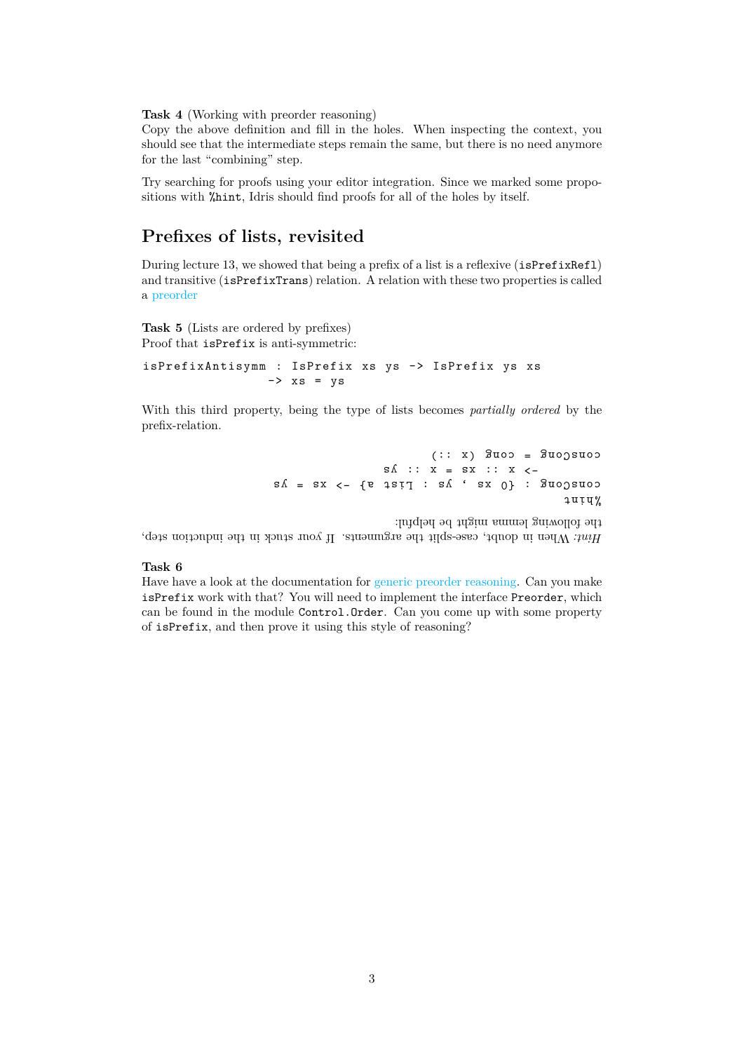**Task 4** (Working with preorder reasoning)
Copy the above definition and fill in the holes. When inspecting the context, you should see that the intermediate steps remain the same, but there is no need anymore for the last "combining" step.

Try searching for proofs using your editor integration. Since we marked some propositions with `%hint`, Idris should find proofs for all of the holes by itself.

## Prefixes of lists, revisited

During lecture 13, we showed that being a prefix of a list is a reflexive (`isPrefixRefl`) and transitive (`isPrefixTrans`) relation. A relation with these two properties is called a preorder

**Task 5** (Lists are ordered by prefixes)
Proof that `isPrefix` is anti-symmetric:

```
isPrefixAntisymm : IsPrefix xs ys -> IsPrefix ys xs
                 -> xs = ys
```

With this third property, being the type of lists becomes *partially ordered* by the prefix-relation.

*Hint:* When in doubt, case-split the arguments. If your stuck in the induction step, the following lemma might be helpful:

```
%hint
consCong : {0 xs , ys : List a} -> xs = ys
  -> x :: xs = x :: ys
consCong = cong (x ::)
```

**Task 6**
Have have a look at the documentation for generic preorder reasoning. Can you make `isPrefix` work with that? You will need to implement the interface `Preorder`, which can be found in the module `Control.Order`. Can you come up with some property of `isPrefix`, and then prove it using this style of reasoning?